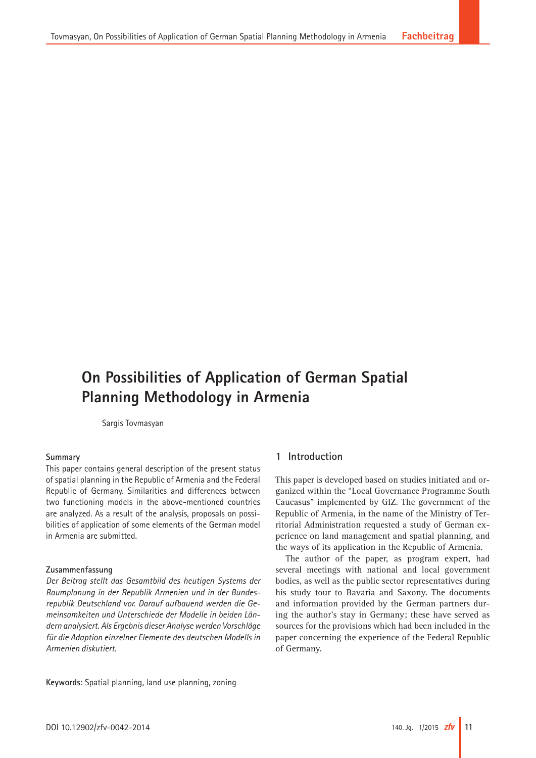# On Possibilities of Application of German Spatial Planning Methodology in Armenia

Sargis Tovmasyan

## Summary

This paper contains general description of the present status of spatial planning in the Republic of Armenia and the Federal Republic of Germany. Similarities and differences between two functioning models in the above-mentioned countries are analyzed. As a result of the analysis, proposals on possibilities of application of some elements of the German model in Armenia are submitted.

## Zusammenfassung

*Der Beitrag stellt das Gesamtbild des heutigen Systems der Raumplanung in der Republik Armenien und in der Bundesrepublik Deutschland vor. Darauf aufbauend werden die Gemeinsamkeiten und Unterschiede der Modelle in beiden Ländern analysiert. Als Ergebnis dieser Analyse werden Vorschläge für die Adaption einzelner Elemente des deutschen Modells in Armenien diskutiert.*

**Keywords**: Spatial planning, land use planning, zoning

## 1 Introduction

This paper is developed based on studies initiated and organized within the "Local Governance Programme South Caucasus" implemented by GIZ. The government of the Republic of Armenia, in the name of the Ministry of Territorial Administration requested a study of German experience on land management and spatial planning, and the ways of its application in the Republic of Armenia.

The author of the paper, as program expert, had several meetings with national and local government bodies, as well as the public sector representatives during his study tour to Bavaria and Saxony. The documents and information provided by the German partners during the author's stay in Germany; these have served as sources for the provisions which had been included in the paper concerning the experience of the Federal Republic of Germany.

DOI 10.12902/zfv-0042-2014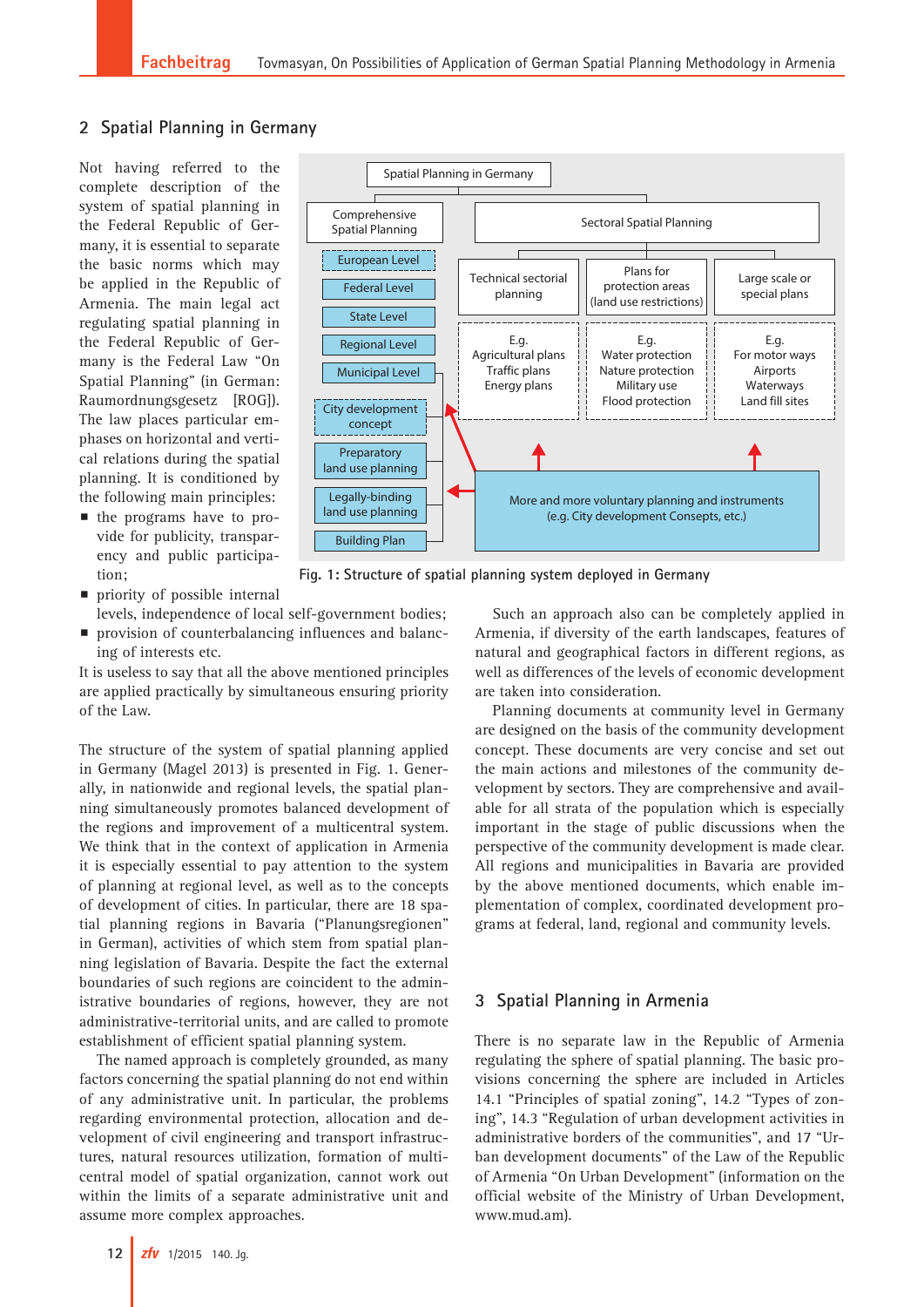## 2 Spatial Planning in Germany

Not having referred to the complete description of the system of spatial planning in the Federal Republic of Germany, it is essential to separate the basic norms which may be applied in the Republic of Armenia. The main legal act regulating spatial planning in the Federal Republic of Germany is the Federal Law "On Spatial Planning" (in German: Raumordnungsgesetz [ROG]). The law places particular emphases on horizontal and vertical relations during the spatial planning. It is conditioned by the following main principles:

- the programs have to provide for publicity, transparency and public participation;
- priority of possible internal levels, independence of local self-government bodies;
- provision of counterbalancing influences and balancing of interests etc.

It is useless to say that all the above mentioned principles are applied practically by simultaneous ensuring priority of the Law.

Fig. 1: Structure of spatial planning system deployed in Germany

The structure of the system of spatial planning applied in Germany (Magel 2013) is presented in Fig. 1. Generally, in nationwide and regional levels, the spatial planning simultaneously promotes balanced development of the regions and improvement of a multicentral system. We think that in the context of application in Armenia it is especially essential to pay attention to the system of planning at regional level, as well as to the concepts of development of cities. In particular, there are 18 spatial planning regions in Bavaria ("Planungsregionen" in German), activities of which stem from spatial planning legislation of Bavaria. Despite the fact the external boundaries of such regions are coincident to the administrative boundaries of regions, however, they are not administrative-territorial units, and are called to promote establishment of efficient spatial planning system.

The named approach is completely grounded, as many factors concerning the spatial planning do not end within of any administrative unit. In particular, the problems regarding environmental protection, allocation and development of civil engineering and transport infrastructures, natural resources utilization, formation of multicentral model of spatial organization, cannot work out within the limits of a separate administrative unit and assume more complex approaches.

Such an approach also can be completely applied in Armenia, if diversity of the earth landscapes, features of natural and geographical factors in different regions, as well as differences of the levels of economic development are taken into consideration.

Planning documents at community level in Germany are designed on the basis of the community development concept. These documents are very concise and set out the main actions and milestones of the community development by sectors. They are comprehensive and available for all strata of the population which is especially important in the stage of public discussions when the perspective of the community development is made clear. All regions and municipalities in Bavaria are provided by the above mentioned documents, which enable implementation of complex, coordinated development programs at federal, land, regional and community levels.

## 3 Spatial Planning in Armenia

There is no separate law in the Republic of Armenia regulating the sphere of spatial planning. The basic provisions concerning the sphere are included in Articles 14.1 "Principles of spatial zoning", 14.2 "Types of zoning", 14.3 "Regulation of urban development activities in administrative borders of the communities", and 17 "Urban development documents" of the Law of the Republic of Armenia "On Urban Development" (information on the official website of the Ministry of Urban Development, www.mud.am).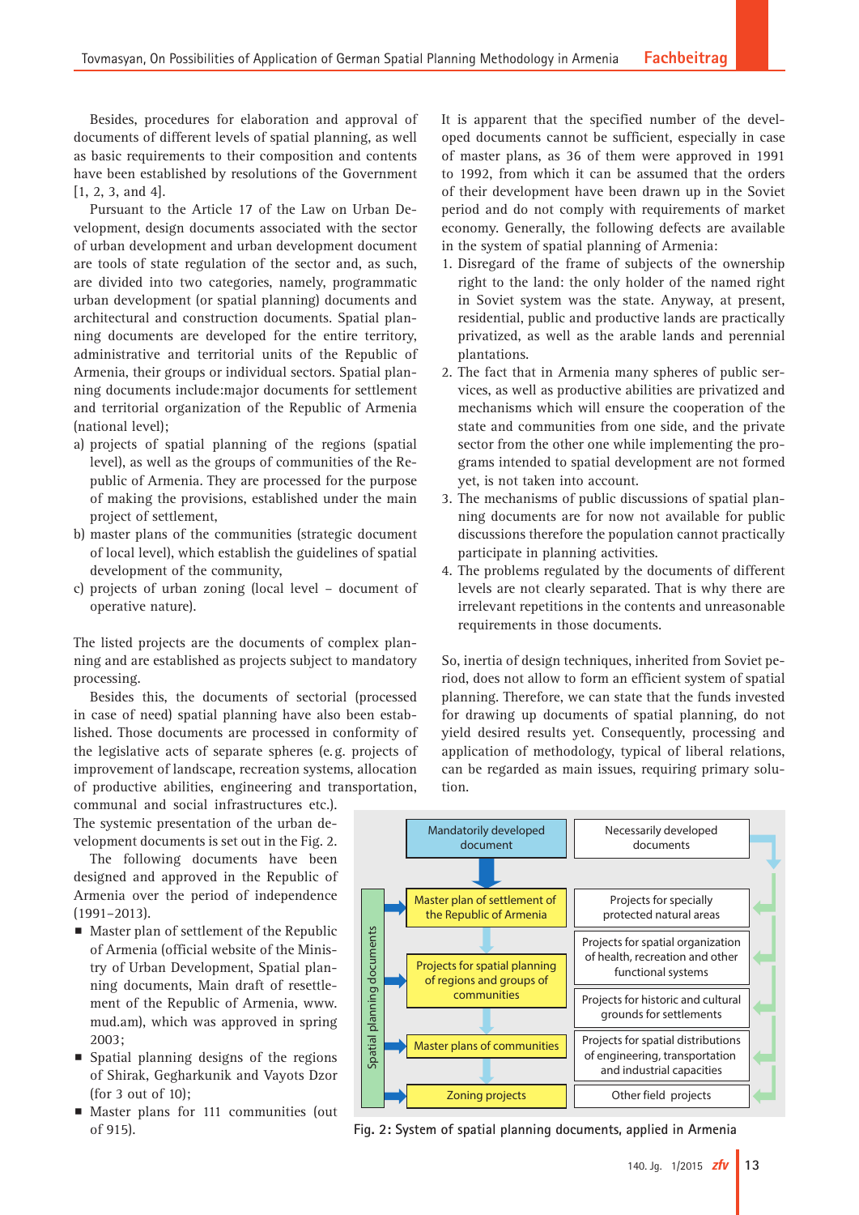Besides, procedures for elaboration and approval of documents of different levels of spatial planning, as well as basic requirements to their composition and contents have been established by resolutions of the Government [1, 2, 3, and 4].

Pursuant to the Article 17 of the Law on Urban Development, design documents associated with the sector of urban development and urban development document are tools of state regulation of the sector and, as such, are divided into two categories, namely, programmatic urban development (or spatial planning) documents and architectural and construction documents. Spatial planning documents are developed for the entire territory, administrative and territorial units of the Republic of Armenia, their groups or individual sectors. Spatial planning documents include:major documents for settlement and territorial organization of the Republic of Armenia (national level);

a) projects of spatial planning of the regions (spatial level), as well as the groups of communities of the Republic of Armenia. They are processed for the purpose of making the provisions, established under the main project of settlement,
b) master plans of the communities (strategic document of local level), which establish the guidelines of spatial development of the community,
c) projects of urban zoning (local level – document of operative nature).

The listed projects are the documents of complex planning and are established as projects subject to mandatory processing.

Besides this, the documents of sectorial (processed in case of need) spatial planning have also been established. Those documents are processed in conformity of the legislative acts of separate spheres (e.g. projects of improvement of landscape, recreation systems, allocation of productive abilities, engineering and transportation, communal and social infrastructures etc.). The systemic presentation of the urban development documents is set out in the Fig. 2.

The following documents have been designed and approved in the Republic of Armenia over the period of independence (1991–2013).

- Master plan of settlement of the Republic of Armenia (official website of the Ministry of Urban Development, Spatial planning documents, Main draft of resettlement of the Republic of Armenia, www.mud.am), which was approved in spring 2003;
- Spatial planning designs of the regions of Shirak, Gegharkunik and Vayots Dzor (for 3 out of 10);
- Master plans for 111 communities (out of 915).

It is apparent that the specified number of the developed documents cannot be sufficient, especially in case of master plans, as 36 of them were approved in 1991 to 1992, from which it can be assumed that the orders of their development have been drawn up in the Soviet period and do not comply with requirements of market economy. Generally, the following defects are available in the system of spatial planning of Armenia:

1. Disregard of the frame of subjects of the ownership right to the land: the only holder of the named right in Soviet system was the state. Anyway, at present, residential, public and productive lands are practically privatized, as well as the arable lands and perennial plantations.
2. The fact that in Armenia many spheres of public services, as well as productive abilities are privatized and mechanisms which will ensure the cooperation of the state and communities from one side, and the private sector from the other one while implementing the programs intended to spatial development are not formed yet, is not taken into account.
3. The mechanisms of public discussions of spatial planning documents are for now not available for public discussions therefore the population cannot practically participate in planning activities.
4. The problems regulated by the documents of different levels are not clearly separated. That is why there are irrelevant repetitions in the contents and unreasonable requirements in those documents.

So, inertia of design techniques, inherited from Soviet period, does not allow to form an efficient system of spatial planning. Therefore, we can state that the funds invested for drawing up documents of spatial planning, do not yield desired results yet. Consequently, processing and application of methodology, typical of liberal relations, can be regarded as main issues, requiring primary solution.

| Spatial planning documents | Mandatorily developed document | Necessarily developed documents |
|---|---|---|
| | Master plan of settlement of the Republic of Armenia | Projects for specially protected natural areas |
| | Projects for spatial planning of regions and groups of communities | Projects for spatial organization of health, recreation and other functional systems |
| | | Projects for historic and cultural grounds for settlements |
| | Master plans of communities | Projects for spatial distributions of engineering, transportation and industrial capacities |
| | Zoning projects | Other field projects |

Fig. 2: System of spatial planning documents, applied in Armenia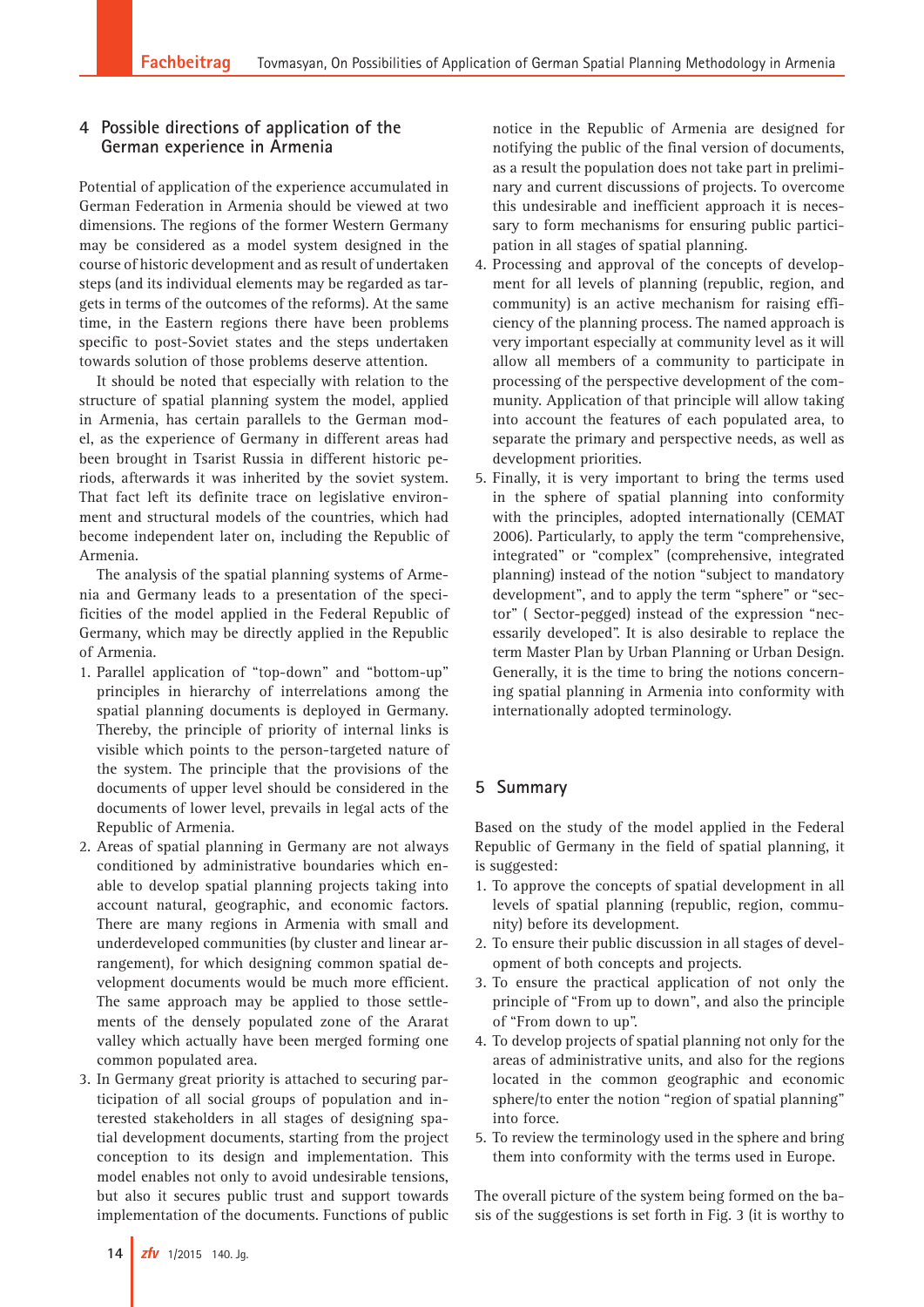## 4 Possible directions of application of the German experience in Armenia

Potential of application of the experience accumulated in German Federation in Armenia should be viewed at two dimensions. The regions of the former Western Germany may be considered as a model system designed in the course of historic development and as result of undertaken steps (and its individual elements may be regarded as targets in terms of the outcomes of the reforms). At the same time, in the Eastern regions there have been problems specific to post-Soviet states and the steps undertaken towards solution of those problems deserve attention.

It should be noted that especially with relation to the structure of spatial planning system the model, applied in Armenia, has certain parallels to the German model, as the experience of Germany in different areas had been brought in Tsarist Russia in different historic periods, afterwards it was inherited by the soviet system. That fact left its definite trace on legislative environment and structural models of the countries, which had become independent later on, including the Republic of Armenia.

The analysis of the spatial planning systems of Armenia and Germany leads to a presentation of the specificities of the model applied in the Federal Republic of Germany, which may be directly applied in the Republic of Armenia.

1. Parallel application of "top-down" and "bottom-up" principles in hierarchy of interrelations among the spatial planning documents is deployed in Germany. Thereby, the principle of priority of internal links is visible which points to the person-targeted nature of the system. The principle that the provisions of the documents of upper level should be considered in the documents of lower level, prevails in legal acts of the Republic of Armenia.
2. Areas of spatial planning in Germany are not always conditioned by administrative boundaries which enable to develop spatial planning projects taking into account natural, geographic, and economic factors. There are many regions in Armenia with small and underdeveloped communities (by cluster and linear arrangement), for which designing common spatial development documents would be much more efficient. The same approach may be applied to those settlements of the densely populated zone of the Ararat valley which actually have been merged forming one common populated area.
3. In Germany great priority is attached to securing participation of all social groups of population and interested stakeholders in all stages of designing spatial development documents, starting from the project conception to its design and implementation. This model enables not only to avoid undesirable tensions, but also it secures public trust and support towards implementation of the documents. Functions of public notice in the Republic of Armenia are designed for notifying the public of the final version of documents, as a result the population does not take part in preliminary and current discussions of projects. To overcome this undesirable and inefficient approach it is necessary to form mechanisms for ensuring public participation in all stages of spatial planning.
4. Processing and approval of the concepts of development for all levels of planning (republic, region, and community) is an active mechanism for raising efficiency of the planning process. The named approach is very important especially at community level as it will allow all members of a community to participate in processing of the perspective development of the community. Application of that principle will allow taking into account the features of each populated area, to separate the primary and perspective needs, as well as development priorities.
5. Finally, it is very important to bring the terms used in the sphere of spatial planning into conformity with the principles, adopted internationally (CEMAT 2006). Particularly, to apply the term "comprehensive, integrated" or "complex" (comprehensive, integrated planning) instead of the notion "subject to mandatory development", and to apply the term "sphere" or "sector" ( Sector-pegged) instead of the expression "necessarily developed". It is also desirable to replace the term Master Plan by Urban Planning or Urban Design. Generally, it is the time to bring the notions concerning spatial planning in Armenia into conformity with internationally adopted terminology.

## 5 Summary

Based on the study of the model applied in the Federal Republic of Germany in the field of spatial planning, it is suggested:

1. To approve the concepts of spatial development in all levels of spatial planning (republic, region, community) before its development.
2. To ensure their public discussion in all stages of development of both concepts and projects.
3. To ensure the practical application of not only the principle of "From up to down", and also the principle of "From down to up".
4. To develop projects of spatial planning not only for the areas of administrative units, and also for the regions located in the common geographic and economic sphere/to enter the notion "region of spatial planning" into force.
5. To review the terminology used in the sphere and bring them into conformity with the terms used in Europe.

The overall picture of the system being formed on the basis of the suggestions is set forth in Fig. 3 (it is worthy to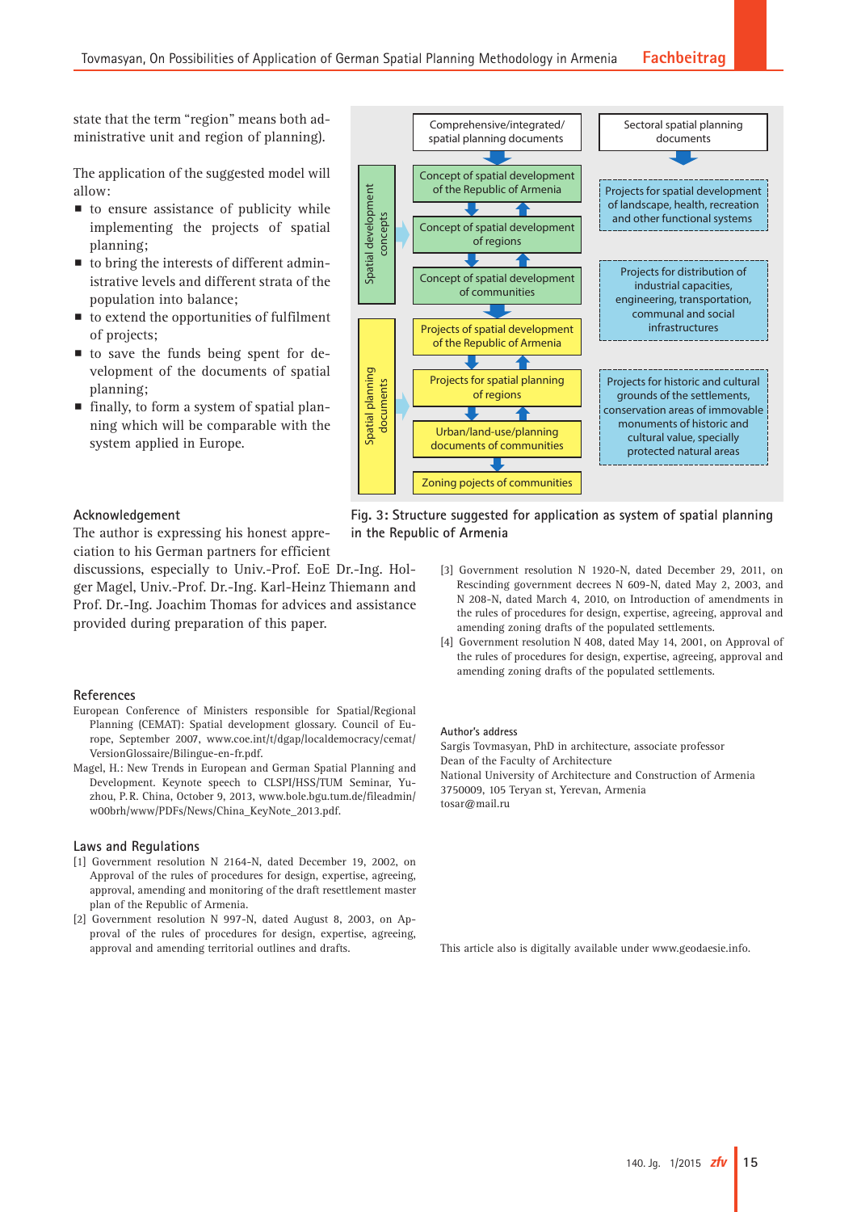state that the term "region" means both administrative unit and region of planning).

The application of the suggested model will allow:

- to ensure assistance of publicity while implementing the projects of spatial planning;
- to bring the interests of different administrative levels and different strata of the population into balance;
- to extend the opportunities of fulfilment of projects;
- to save the funds being spent for development of the documents of spatial planning;
- finally, to form a system of spatial planning which will be comparable with the system applied in Europe.

Comprehensive/integrated/ spatial planning documents

Sectoral spatial planning documents

Spatial development concepts

Concept of spatial development of the Republic of Armenia

Concept of spatial development of regions

Concept of spatial development of communities

Spatial planning documents

Projects of spatial development of the Republic of Armenia

Projects for spatial planning of regions

Urban/land-use/planning documents of communities

Zoning pojects of communities

Projects for spatial development of landscape, health, recreation and other functional systems

Projects for distribution of industrial capacities, engineering, transportation, communal and social infrastructures

Projects for historic and cultural grounds of the settlements, conservation areas of immovable monuments of historic and cultural value, specially protected natural areas

Fig. 3: Structure suggested for application as system of spatial planning in the Republic of Armenia

## Acknowledgement

The author is expressing his honest appreciation to his German partners for efficient discussions, especially to Univ.-Prof. EoE Dr.-Ing. Holger Magel, Univ.-Prof. Dr.-Ing. Karl-Heinz Thiemann and Prof. Dr.-Ing. Joachim Thomas for advices and assistance provided during preparation of this paper.

## References

European Conference of Ministers responsible for Spatial/Regional Planning (CEMAT): Spatial development glossary. Council of Europe, September 2007, www.coe.int/t/dgap/localdemocracy/cemat/VersionGlossaire/Bilingue-en-fr.pdf.

Magel, H.: New Trends in European and German Spatial Planning and Development. Keynote speech to CLSPI/HSS/TUM Seminar, Yuzhou, P.R. China, October 9, 2013, www.bole.bgu.tum.de/fileadmin/w00brh/www/PDFs/News/China_KeyNote_2013.pdf.

## Laws and Regulations

[1] Government resolution N 2164-N, dated December 19, 2002, on Approval of the rules of procedures for design, expertise, agreeing, approval, amending and monitoring of the draft resettlement master plan of the Republic of Armenia.

[2] Government resolution N 997-N, dated August 8, 2003, on Approval of the rules of procedures for design, expertise, agreeing, approval and amending territorial outlines and drafts.

[3] Government resolution N 1920-N, dated December 29, 2011, on Rescinding government decrees N 609-N, dated May 2, 2003, and N 208-N, dated March 4, 2010, on Introduction of amendments in the rules of procedures for design, expertise, agreeing, approval and amending zoning drafts of the populated settlements.

[4] Government resolution N 408, dated May 14, 2001, on Approval of the rules of procedures for design, expertise, agreeing, approval and amending zoning drafts of the populated settlements.

### Author's address

Sargis Tovmasyan, PhD in architecture, associate professor
Dean of the Faculty of Architecture
National University of Architecture and Construction of Armenia
3750009, 105 Teryan st, Yerevan, Armenia
tosar@mail.ru

This article also is digitally available under www.geodaesie.info.